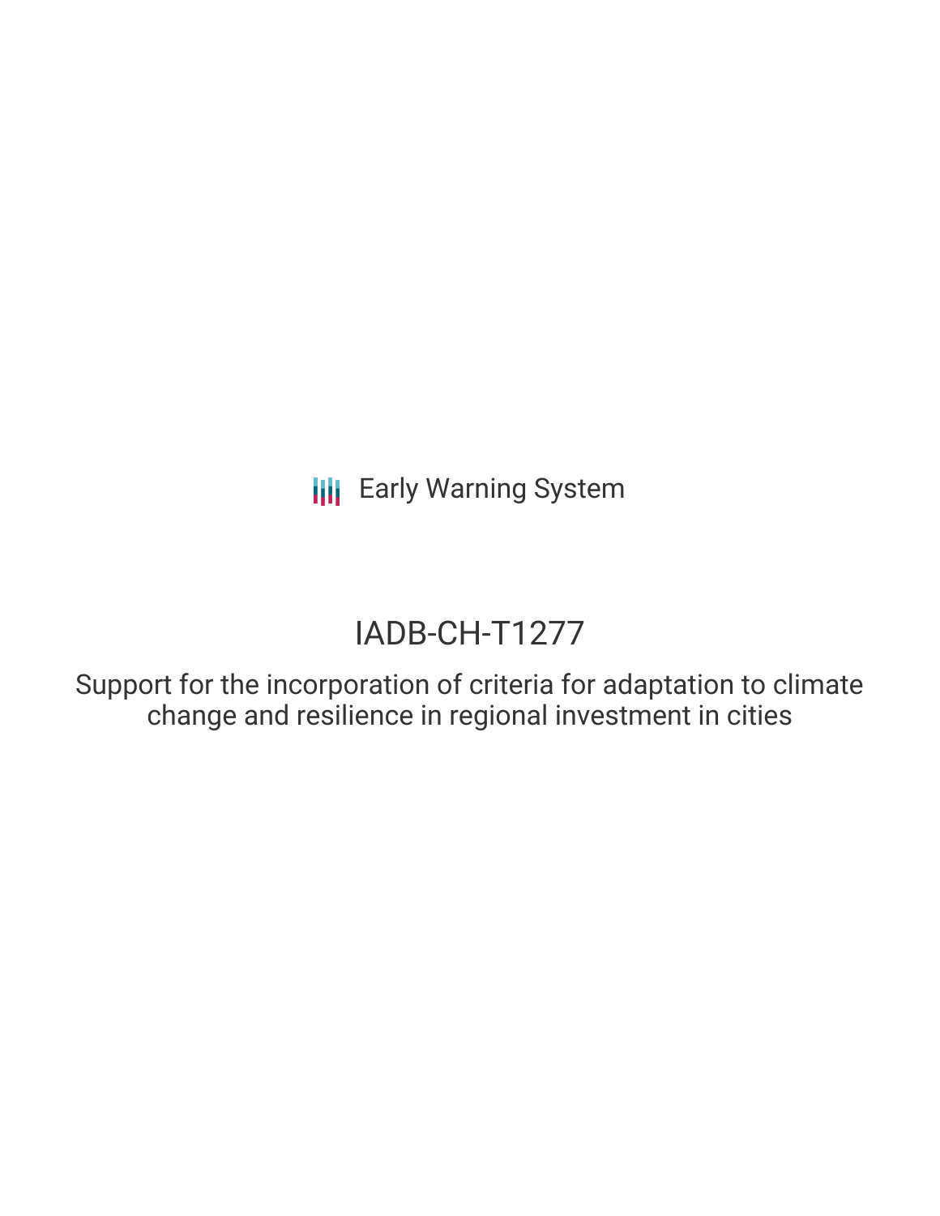Early Warning System

# IADB-CH-T1277

## Support for the incorporation of criteria for adaptation to climate change and resilience in regional investment in cities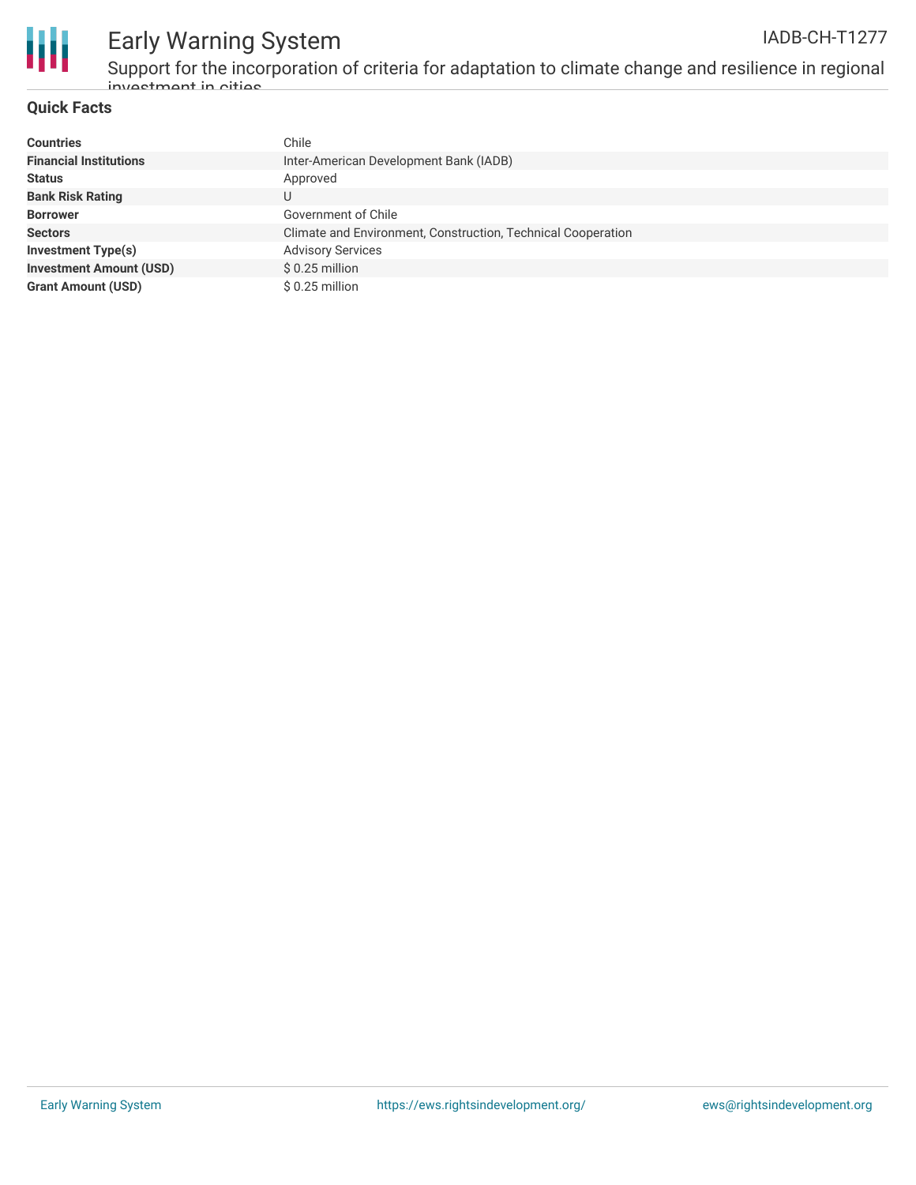## Quick Facts

| | |
|---|---|
| **Countries** | Chile |
| **Financial Institutions** | Inter-American Development Bank (IADB) |
| **Status** | Approved |
| **Bank Risk Rating** | U |
| **Borrower** | Government of Chile |
| **Sectors** | Climate and Environment, Construction, Technical Cooperation |
| **Investment Type(s)** | Advisory Services |
| **Investment Amount (USD)** | $ 0.25 million |
| **Grant Amount (USD)** | $ 0.25 million |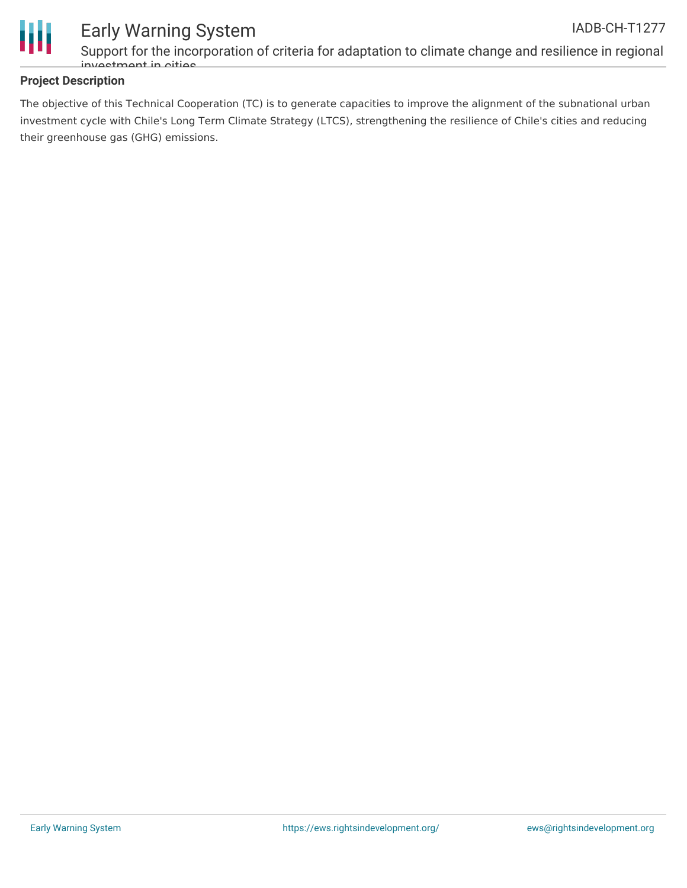## Project Description

The objective of this Technical Cooperation (TC) is to generate capacities to improve the alignment of the subnational urban investment cycle with Chile's Long Term Climate Strategy (LTCS), strengthening the resilience of Chile's cities and reducing their greenhouse gas (GHG) emissions.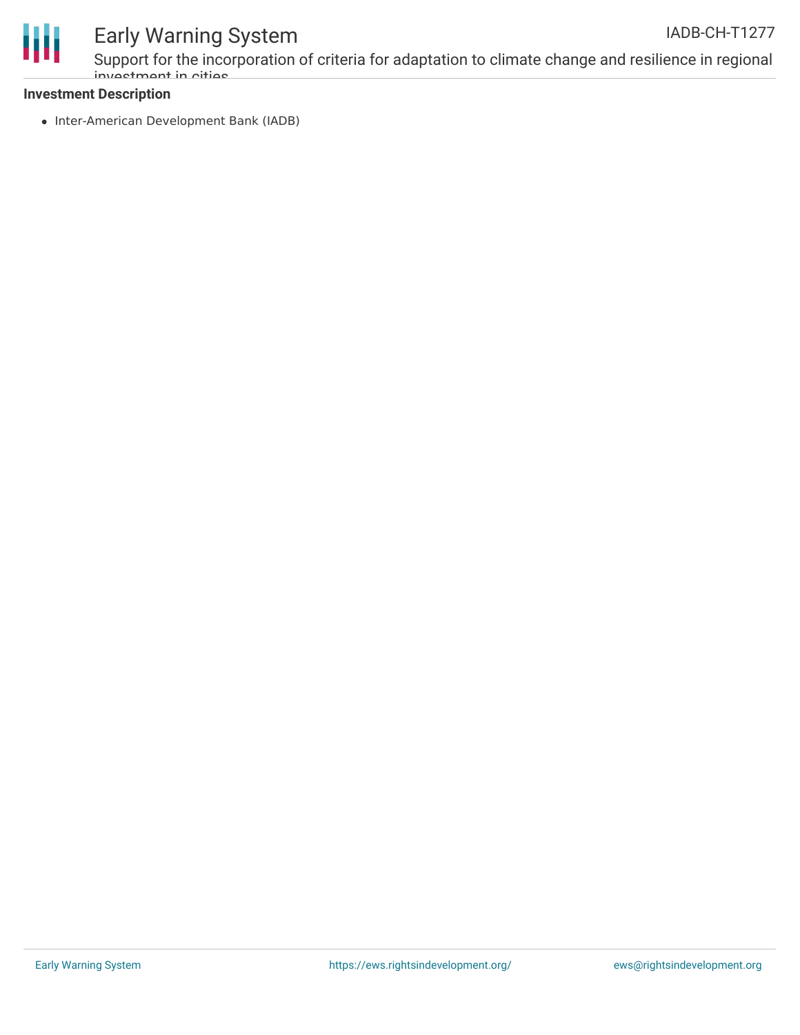### Investment Description

- Inter-American Development Bank (IADB)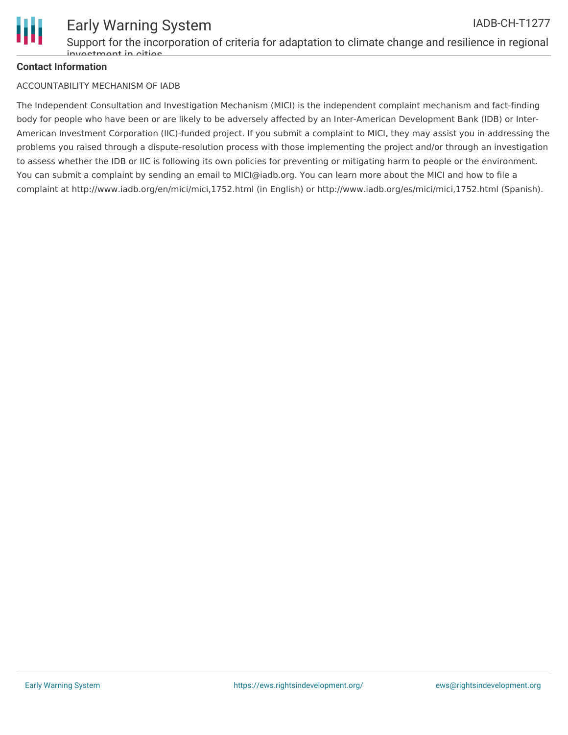**Contact Information**

ACCOUNTABILITY MECHANISM OF IADB

The Independent Consultation and Investigation Mechanism (MICI) is the independent complaint mechanism and fact-finding body for people who have been or are likely to be adversely affected by an Inter-American Development Bank (IDB) or Inter-American Investment Corporation (IIC)-funded project. If you submit a complaint to MICI, they may assist you in addressing the problems you raised through a dispute-resolution process with those implementing the project and/or through an investigation to assess whether the IDB or IIC is following its own policies for preventing or mitigating harm to people or the environment. You can submit a complaint by sending an email to MICI@iadb.org. You can learn more about the MICI and how to file a complaint at http://www.iadb.org/en/mici/mici,1752.html (in English) or http://www.iadb.org/es/mici/mici,1752.html (Spanish).